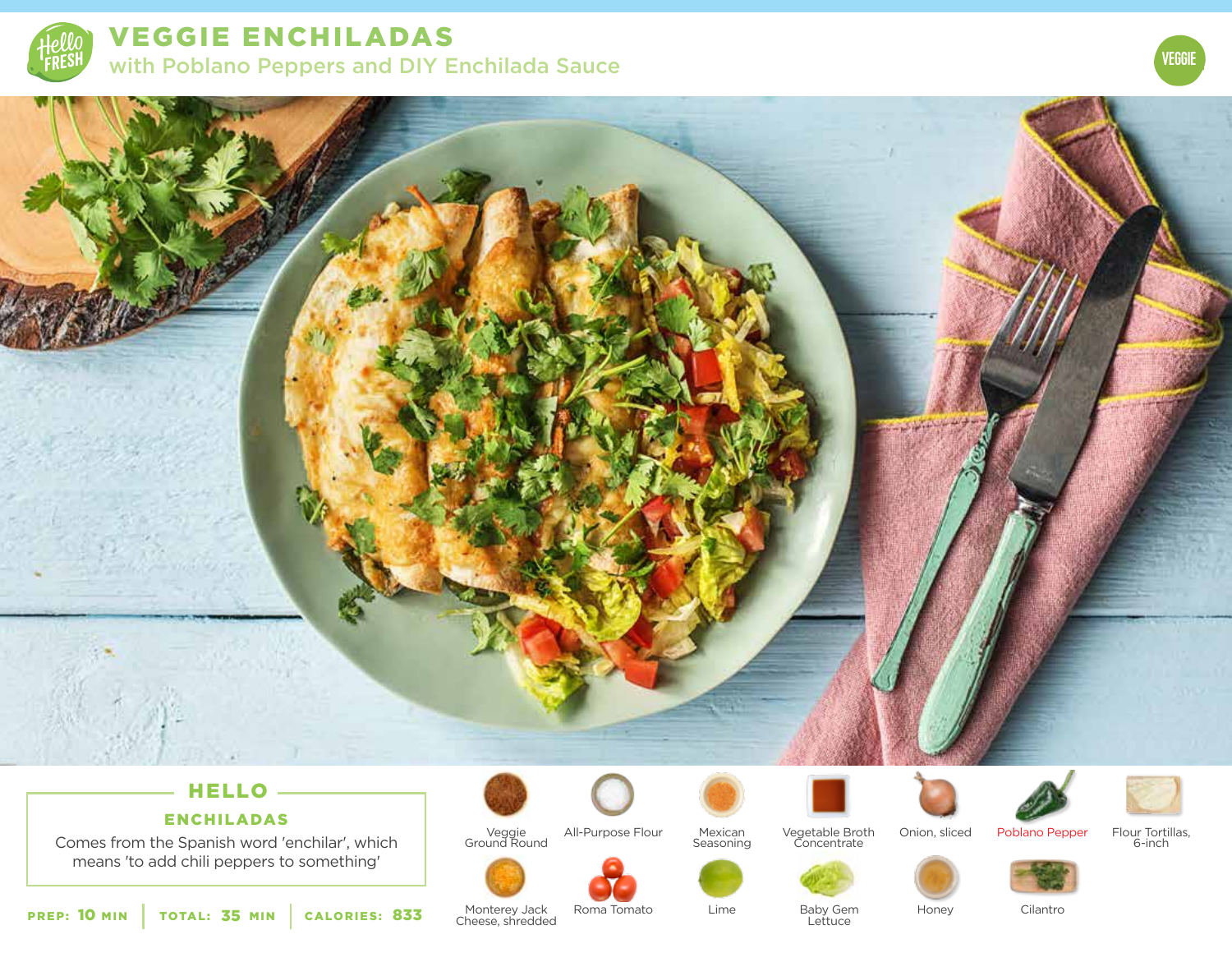# VEGGIE ENCHILADAS

## with Poblano Peppers and DIY Enchilada Sauce

VEGGIE

### HELLO

**ENCHILADAS**

Comes from the Spanish word 'enchilar', which means 'to add chili peppers to something'

**PREP:** 10 MIN | **TOTAL:** 35 MIN | **CALORIES:** 833

- Veggie Ground Round
- All-Purpose Flour
- Mexican Seasoning
- Vegetable Broth Concentrate
- Onion, sliced
- Poblano Pepper
- Flour Tortillas, 6-inch
- Monterey Jack Cheese, shredded
- Roma Tomato
- Lime
- Baby Gem Lettuce
- Honey
- Cilantro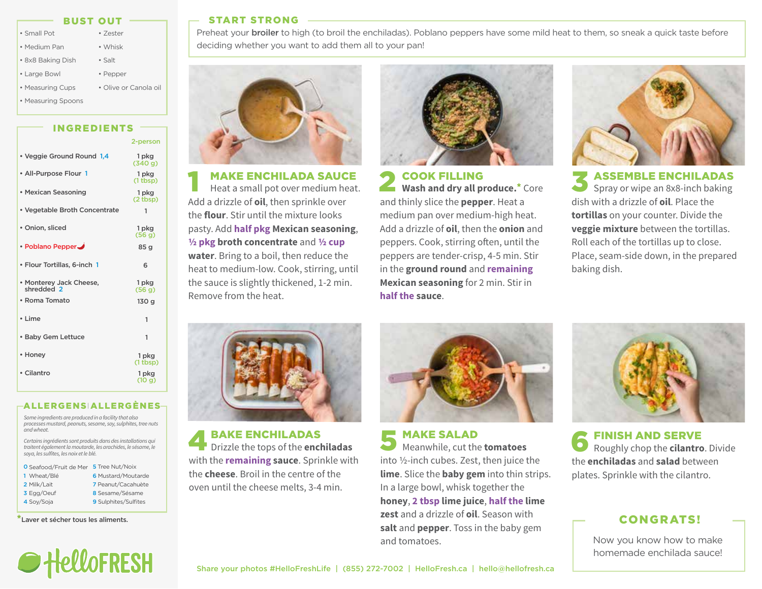## BUST OUT

- Small Pot
- Medium Pan
- 8x8 Baking Dish
- Large Bowl
- Measuring Cups
- Measuring Spoons
- Zester
- Whisk
- Salt
- Pepper
- Olive or Canola oil

## INGREDIENTS

| | 2-person |
|---|---|
| • Veggie Ground Round 1,4 | 1 pkg (340 g) |
| • All-Purpose Flour 1 | 1 pkg (1 tbsp) |
| • Mexican Seasoning | 1 pkg (2 tbsp) |
| • Vegetable Broth Concentrate | 1 |
| • Onion, sliced | 1 pkg (56 g) |
| • Poblano Pepper | 85 g |
| • Flour Tortillas, 6-inch 1 | 6 |
| • Monterey Jack Cheese, shredded 2 | 1 pkg (56 g) |
| • Roma Tomato | 130 g |
| • Lime | 1 |
| • Baby Gem Lettuce | 1 |
| • Honey | 1 pkg (1 tbsp) |
| • Cilantro | 1 pkg (10 g) |

## ALLERGENS | ALLERGÈNES

*Some ingredients are produced in a facility that also processes mustard, peanuts, sesame, soy, sulphites, tree nuts and wheat.*

*Certains ingrédients sont produits dans des installations qui traitent également la moutarde, les arachides, le sésame, le soya, les sulfites, les noix et le blé.*

| | |
|---|---|
| 0 Seafood/Fruit de Mer | 5 Tree Nut/Noix |
| 1 Wheat/Blé | 6 Mustard/Moutarde |
| 2 Milk/Lait | 7 Peanut/Cacahuète |
| 3 Egg/Oeuf | 8 Sesame/Sésame |
| 4 Soy/Soja | 9 Sulphites/Sulfites |

*Laver et sécher tous les aliments.

## START STRONG

Preheat your **broiler** to high (to broil the enchiladas). Poblano peppers have some mild heat to them, so sneak a quick taste before deciding whether you want to add them all to your pan!

### 1 MAKE ENCHILADA SAUCE

Heat a small pot over medium heat. Add a drizzle of **oil**, then sprinkle over the **flour**. Stir until the mixture looks pasty. Add **half pkg Mexican seasoning**, **½ pkg broth concentrate** and **½ cup water**. Bring to a boil, then reduce the heat to medium-low. Cook, stirring, until the sauce is slightly thickened, 1-2 min. Remove from the heat.

### 2 COOK FILLING

**Wash and dry all produce.*** Core and thinly slice the **pepper**. Heat a medium pan over medium-high heat. Add a drizzle of **oil**, then the **onion** and peppers. Cook, stirring often, until the peppers are tender-crisp, 4-5 min. Stir in the **ground round** and **remaining Mexican seasoning** for 2 min. Stir in **half the sauce**.

### 3 ASSEMBLE ENCHILADAS

Spray or wipe an 8x8-inch baking dish with a drizzle of **oil**. Place the **tortillas** on your counter. Divide the **veggie mixture** between the tortillas. Roll each of the tortillas up to close. Place, seam-side down, in the prepared baking dish.

### 4 BAKE ENCHILADAS

Drizzle the tops of the **enchiladas** with the **remaining sauce**. Sprinkle with the **cheese**. Broil in the centre of the oven until the cheese melts, 3-4 min.

### 5 MAKE SALAD

Meanwhile, cut the **tomatoes** into ½-inch cubes. Zest, then juice the **lime**. Slice the **baby gem** into thin strips. In a large bowl, whisk together the **honey**, **2 tbsp lime juice**, **half the lime zest** and a drizzle of **oil**. Season with **salt** and **pepper**. Toss in the baby gem and tomatoes.

### 6 FINISH AND SERVE

Roughly chop the **cilantro**. Divide the **enchiladas** and **salad** between plates. Sprinkle with the cilantro.

## CONGRATS!

Now you know how to make homemade enchilada sauce!

Share your photos #HelloFreshLife | (855) 272-7002 | HelloFresh.ca | hello@hellofresh.ca